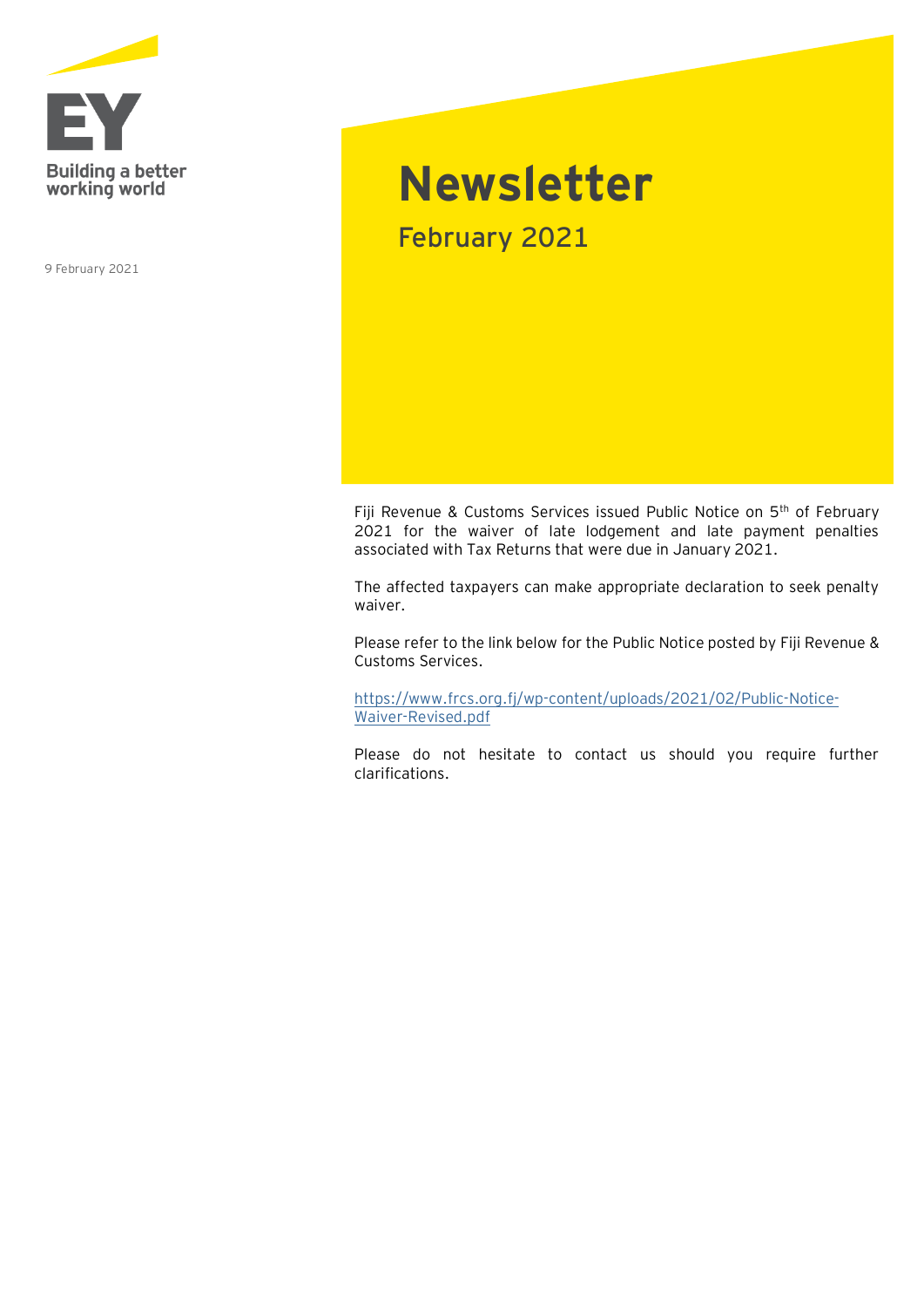Building a better working world

9 February 2021

# Newsletter

## February 2021

Fiji Revenue & Customs Services issued Public Notice on 5th of February 2021 for the waiver of late lodgement and late payment penalties associated with Tax Returns that were due in January 2021.

The affected taxpayers can make appropriate declaration to seek penalty waiver.

Please refer to the link below for the Public Notice posted by Fiji Revenue & Customs Services.

https://www.frcs.org.fj/wp-content/uploads/2021/02/Public-Notice-Waiver-Revised.pdf

Please do not hesitate to contact us should you require further clarifications.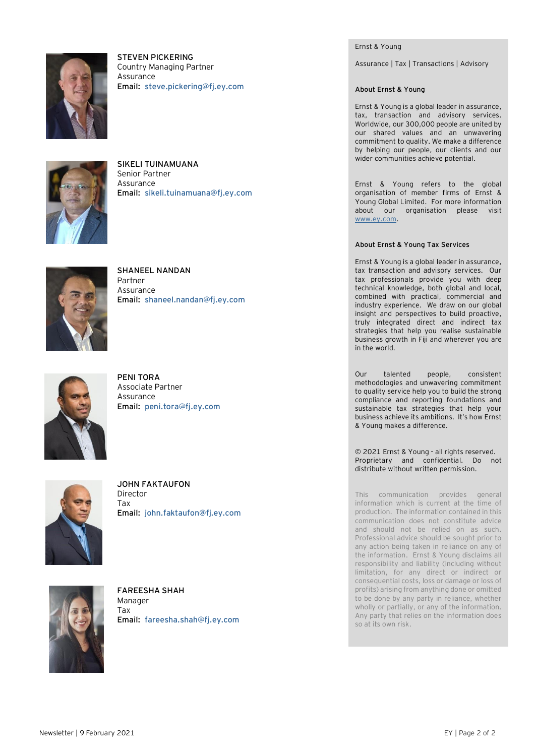**STEVEN PICKERING**
Country Managing Partner
Assurance
**Email:** steve.pickering@fj.ey.com

**SIKELI TUINAMUANA**
Senior Partner
Assurance
**Email:** sikeli.tuinamuana@fj.ey.com

**SHANEEL NANDAN**
Partner
Assurance
**Email:** shaneel.nandan@fj.ey.com

**PENI TORA**
Associate Partner
Assurance
**Email:** peni.tora@fj.ey.com

**JOHN FAKTAUFON**
Director
Tax
**Email:** john.faktaufon@fj.ey.com

**FAREESHA SHAH**
Manager
Tax
**Email:** fareesha.shah@fj.ey.com

Ernst & Young

Assurance | Tax | Transactions | Advisory

### About Ernst & Young

Ernst & Young is a global leader in assurance, tax, transaction and advisory services. Worldwide, our 300,000 people are united by our shared values and an unwavering commitment to quality. We make a difference by helping our people, our clients and our wider communities achieve potential.

Ernst & Young refers to the global organisation of member firms of Ernst & Young Global Limited. For more information about our organisation please visit www.ey.com.

### About Ernst & Young Tax Services

Ernst & Young is a global leader in assurance, tax transaction and advisory services. Our tax professionals provide you with deep technical knowledge, both global and local, combined with practical, commercial and industry experience. We draw on our global insight and perspectives to build proactive, truly integrated direct and indirect tax strategies that help you realise sustainable business growth in Fiji and wherever you are in the world.

Our talented people, consistent methodologies and unwavering commitment to quality service help you to build the strong compliance and reporting foundations and sustainable tax strategies that help your business achieve its ambitions. It's how Ernst & Young makes a difference.

© 2021 Ernst & Young - all rights reserved. Proprietary and confidential. Do not distribute without written permission.

This communication provides general information which is current at the time of production. The information contained in this communication does not constitute advice and should not be relied on as such. Professional advice should be sought prior to any action being taken in reliance on any of the information. Ernst & Young disclaims all responsibility and liability (including without limitation, for any direct or indirect or consequential costs, loss or damage or loss of profits) arising from anything done or omitted to be done by any party in reliance, whether wholly or partially, or any of the information. Any party that relies on the information does so at its own risk.